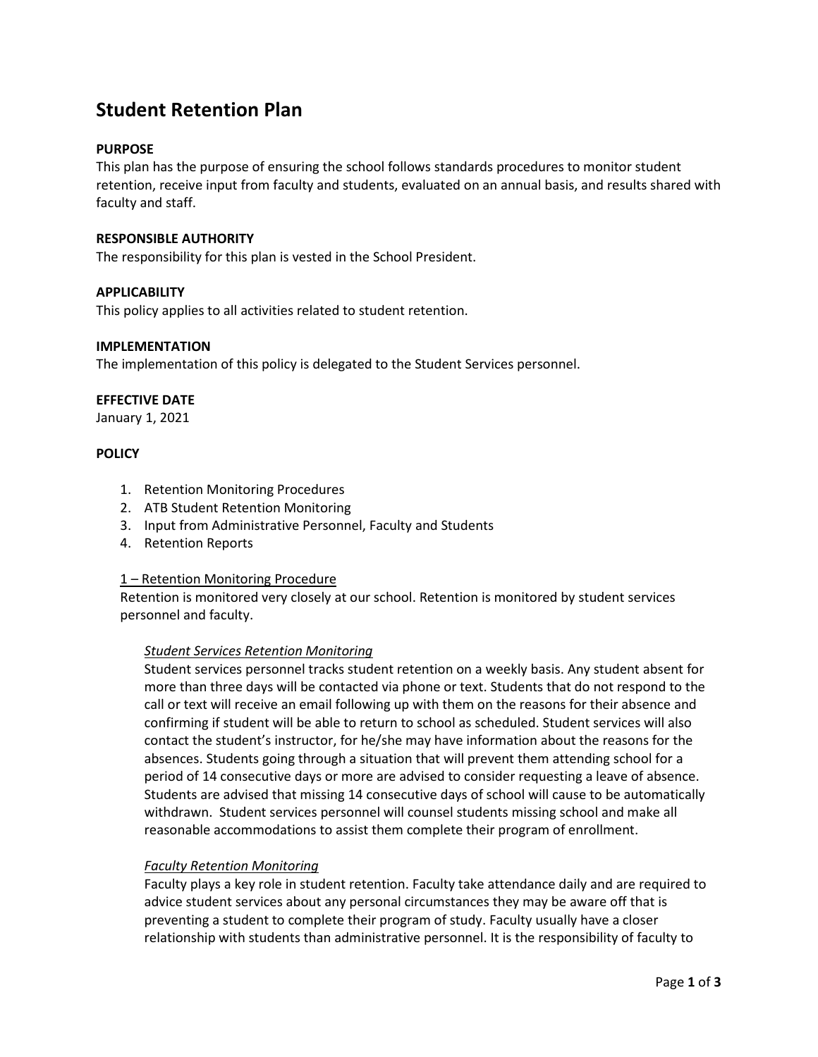# Student Retention Plan

**PURPOSE**
This plan has the purpose of ensuring the school follows standards procedures to monitor student retention, receive input from faculty and students, evaluated on an annual basis, and results shared with faculty and staff.

**RESPONSIBLE AUTHORITY**
The responsibility for this plan is vested in the School President.

**APPLICABILITY**
This policy applies to all activities related to student retention.

**IMPLEMENTATION**
The implementation of this policy is delegated to the Student Services personnel.

**EFFECTIVE DATE**
January 1, 2021

**POLICY**

1. Retention Monitoring Procedures
2. ATB Student Retention Monitoring
3. Input from Administrative Personnel, Faculty and Students
4. Retention Reports

<u>1 – Retention Monitoring Procedure</u>
Retention is monitored very closely at our school. Retention is monitored by student services personnel and faculty.

*<u>Student Services Retention Monitoring</u>*
Student services personnel tracks student retention on a weekly basis. Any student absent for more than three days will be contacted via phone or text. Students that do not respond to the call or text will receive an email following up with them on the reasons for their absence and confirming if student will be able to return to school as scheduled. Student services will also contact the student's instructor, for he/she may have information about the reasons for the absences. Students going through a situation that will prevent them attending school for a period of 14 consecutive days or more are advised to consider requesting a leave of absence. Students are advised that missing 14 consecutive days of school will cause to be automatically withdrawn. Student services personnel will counsel students missing school and make all reasonable accommodations to assist them complete their program of enrollment.

*<u>Faculty Retention Monitoring</u>*
Faculty plays a key role in student retention. Faculty take attendance daily and are required to advice student services about any personal circumstances they may be aware off that is preventing a student to complete their program of study. Faculty usually have a closer relationship with students than administrative personnel. It is the responsibility of faculty to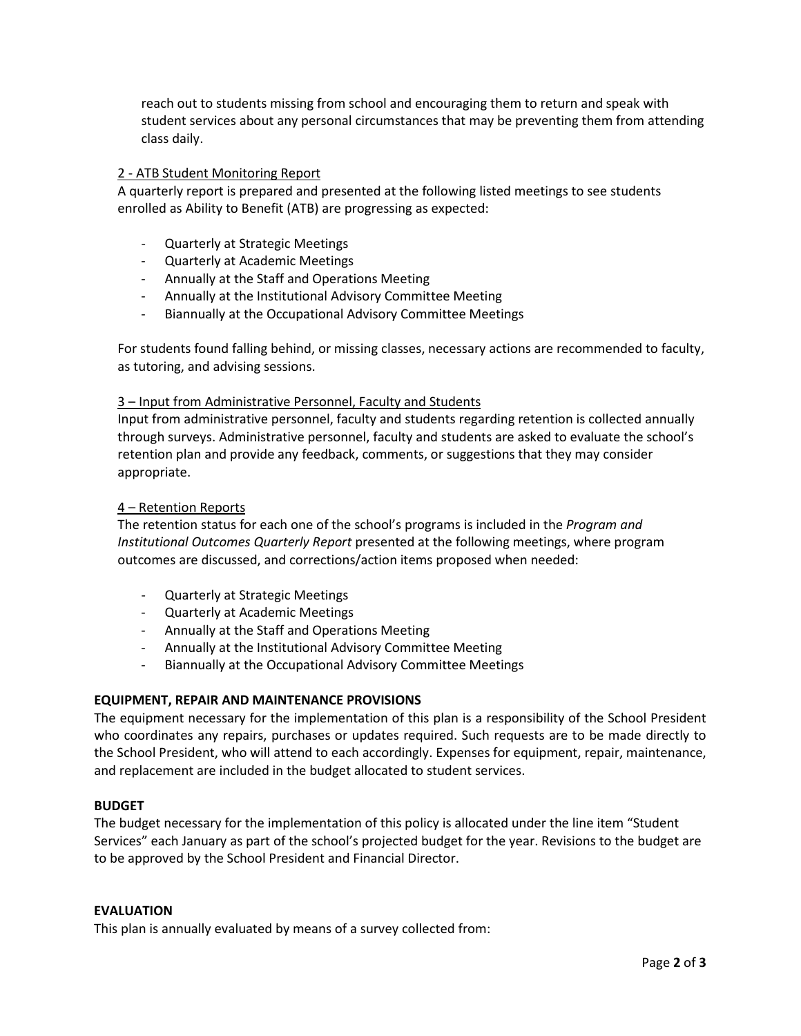reach out to students missing from school and encouraging them to return and speak with student services about any personal circumstances that may be preventing them from attending class daily.

<u>2 - ATB Student Monitoring Report</u>

A quarterly report is prepared and presented at the following listed meetings to see students enrolled as Ability to Benefit (ATB) are progressing as expected:

- Quarterly at Strategic Meetings
- Quarterly at Academic Meetings
- Annually at the Staff and Operations Meeting
- Annually at the Institutional Advisory Committee Meeting
- Biannually at the Occupational Advisory Committee Meetings

For students found falling behind, or missing classes, necessary actions are recommended to faculty, as tutoring, and advising sessions.

<u>3 – Input from Administrative Personnel, Faculty and Students</u>

Input from administrative personnel, faculty and students regarding retention is collected annually through surveys. Administrative personnel, faculty and students are asked to evaluate the school's retention plan and provide any feedback, comments, or suggestions that they may consider appropriate.

<u>4 – Retention Reports</u>

The retention status for each one of the school's programs is included in the *Program and Institutional Outcomes Quarterly Report* presented at the following meetings, where program outcomes are discussed, and corrections/action items proposed when needed:

- Quarterly at Strategic Meetings
- Quarterly at Academic Meetings
- Annually at the Staff and Operations Meeting
- Annually at the Institutional Advisory Committee Meeting
- Biannually at the Occupational Advisory Committee Meetings

**EQUIPMENT, REPAIR AND MAINTENANCE PROVISIONS**

The equipment necessary for the implementation of this plan is a responsibility of the School President who coordinates any repairs, purchases or updates required. Such requests are to be made directly to the School President, who will attend to each accordingly. Expenses for equipment, repair, maintenance, and replacement are included in the budget allocated to student services.

**BUDGET**

The budget necessary for the implementation of this policy is allocated under the line item "Student Services" each January as part of the school's projected budget for the year. Revisions to the budget are to be approved by the School President and Financial Director.

**EVALUATION**

This plan is annually evaluated by means of a survey collected from: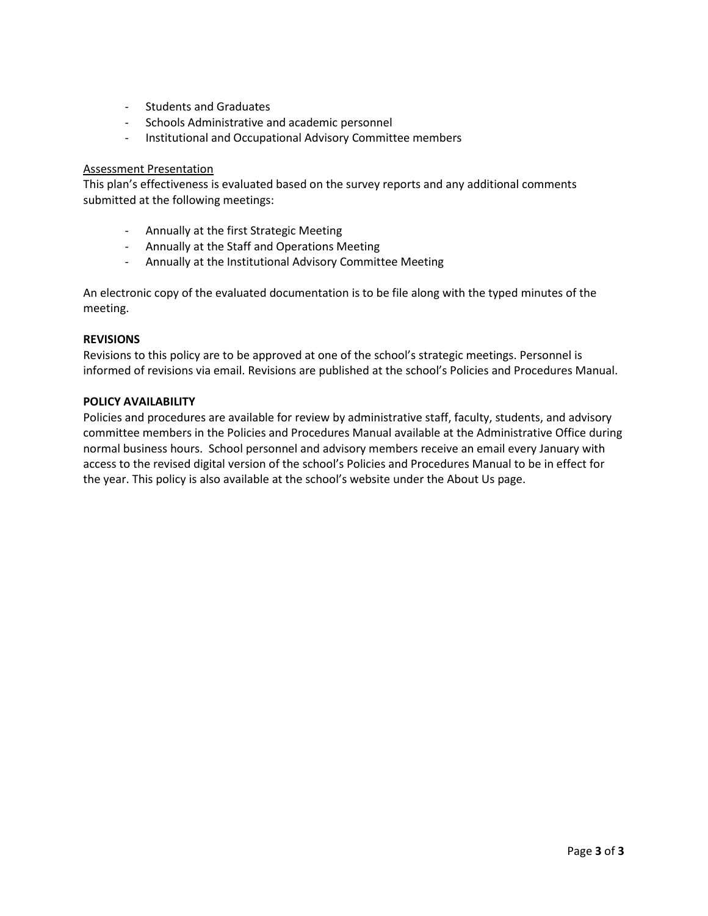- Students and Graduates
- Schools Administrative and academic personnel
- Institutional and Occupational Advisory Committee members

<u>Assessment Presentation</u>

This plan's effectiveness is evaluated based on the survey reports and any additional comments submitted at the following meetings:

- Annually at the first Strategic Meeting
- Annually at the Staff and Operations Meeting
- Annually at the Institutional Advisory Committee Meeting

An electronic copy of the evaluated documentation is to be file along with the typed minutes of the meeting.

**REVISIONS**

Revisions to this policy are to be approved at one of the school's strategic meetings. Personnel is informed of revisions via email. Revisions are published at the school's Policies and Procedures Manual.

**POLICY AVAILABILITY**

Policies and procedures are available for review by administrative staff, faculty, students, and advisory committee members in the Policies and Procedures Manual available at the Administrative Office during normal business hours. School personnel and advisory members receive an email every January with access to the revised digital version of the school's Policies and Procedures Manual to be in effect for the year. This policy is also available at the school's website under the About Us page.